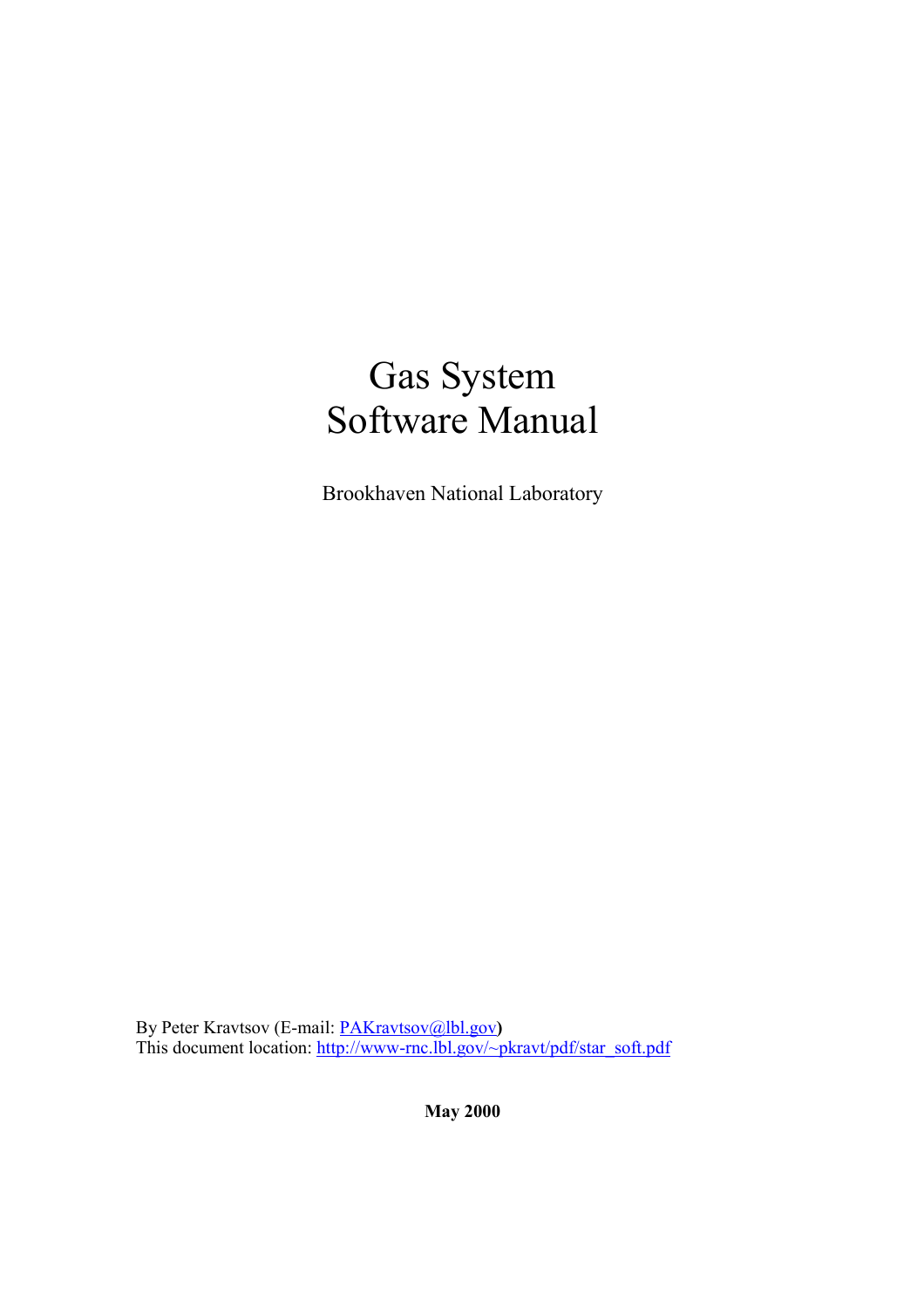# Gas System
# Software Manual

Brookhaven National Laboratory

By Peter Kravtsov (E-mail: [PAKravtsov@lbl.gov](mailto:PAKravtsov@lbl.gov)**)**
This document location: [http://www-rnc.lbl.gov/~pkravt/pdf/star_soft.pdf](http://www-rnc.lbl.gov/~pkravt/pdf/star_soft.pdf)

**May 2000**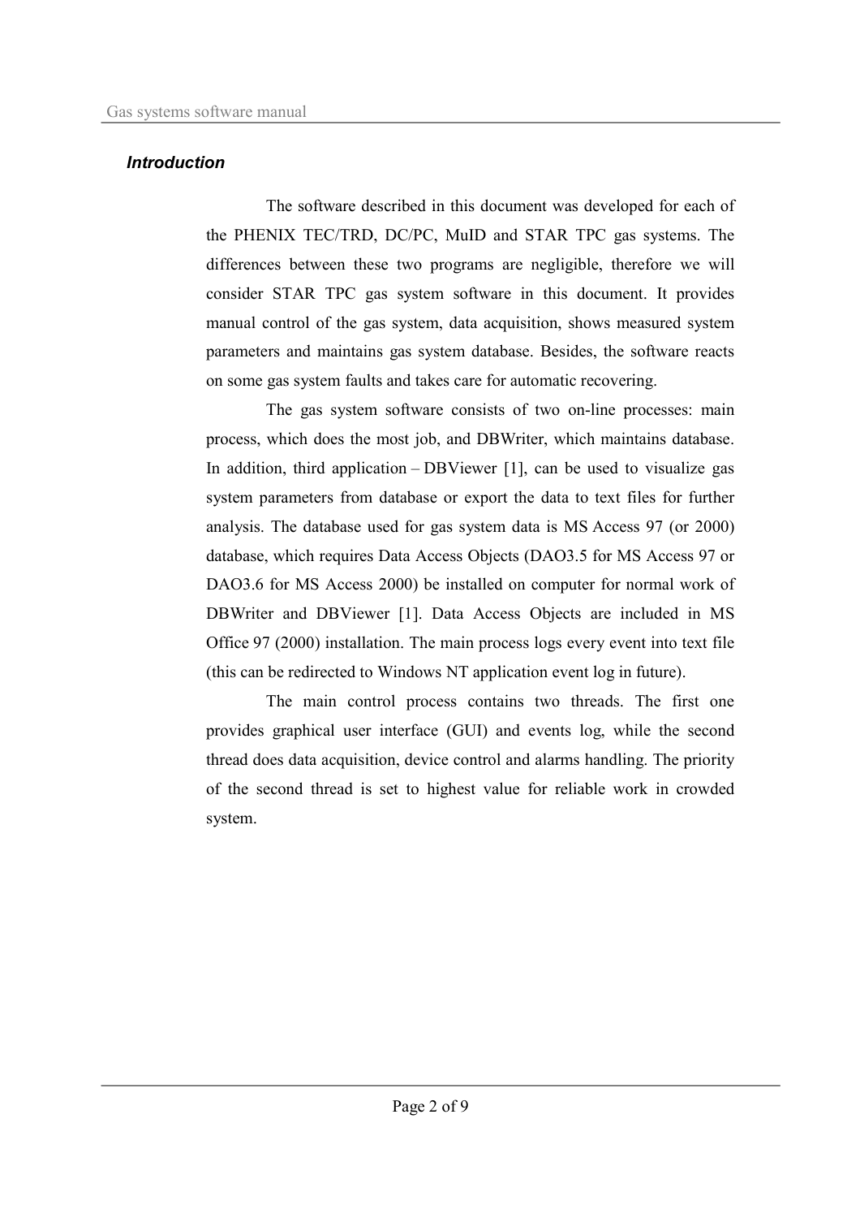### *Introduction*

The software described in this document was developed for each of the PHENIX TEC/TRD, DC/PC, MuID and STAR TPC gas systems. The differences between these two programs are negligible, therefore we will consider STAR TPC gas system software in this document. It provides manual control of the gas system, data acquisition, shows measured system parameters and maintains gas system database. Besides, the software reacts on some gas system faults and takes care for automatic recovering.

The gas system software consists of two on-line processes: main process, which does the most job, and DBWriter, which maintains database. In addition, third application – DBViewer [1], can be used to visualize gas system parameters from database or export the data to text files for further analysis. The database used for gas system data is MS Access 97 (or 2000) database, which requires Data Access Objects (DAO3.5 for MS Access 97 or DAO3.6 for MS Access 2000) be installed on computer for normal work of DBWriter and DBViewer [1]. Data Access Objects are included in MS Office 97 (2000) installation. The main process logs every event into text file (this can be redirected to Windows NT application event log in future).

The main control process contains two threads. The first one provides graphical user interface (GUI) and events log, while the second thread does data acquisition, device control and alarms handling. The priority of the second thread is set to highest value for reliable work in crowded system.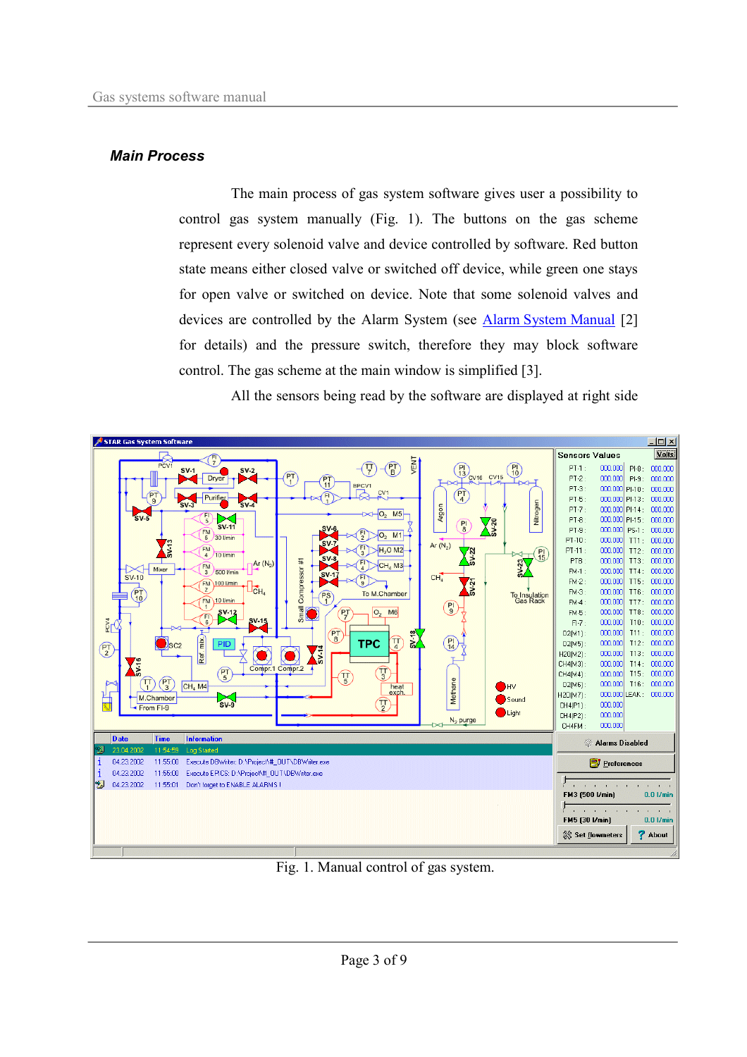### *Main Process*

The main process of gas system software gives user a possibility to control gas system manually (Fig. 1). The buttons on the gas scheme represent every solenoid valve and device controlled by software. Red button state means either closed valve or switched off device, while green one stays for open valve or switched on device. Note that some solenoid valves and devices are controlled by the Alarm System (see Alarm System Manual [2] for details) and the pressure switch, therefore they may block software control. The gas scheme at the main window is simplified [3].

All the sensors being read by the software are displayed at right side

Fig. 1. Manual control of gas system.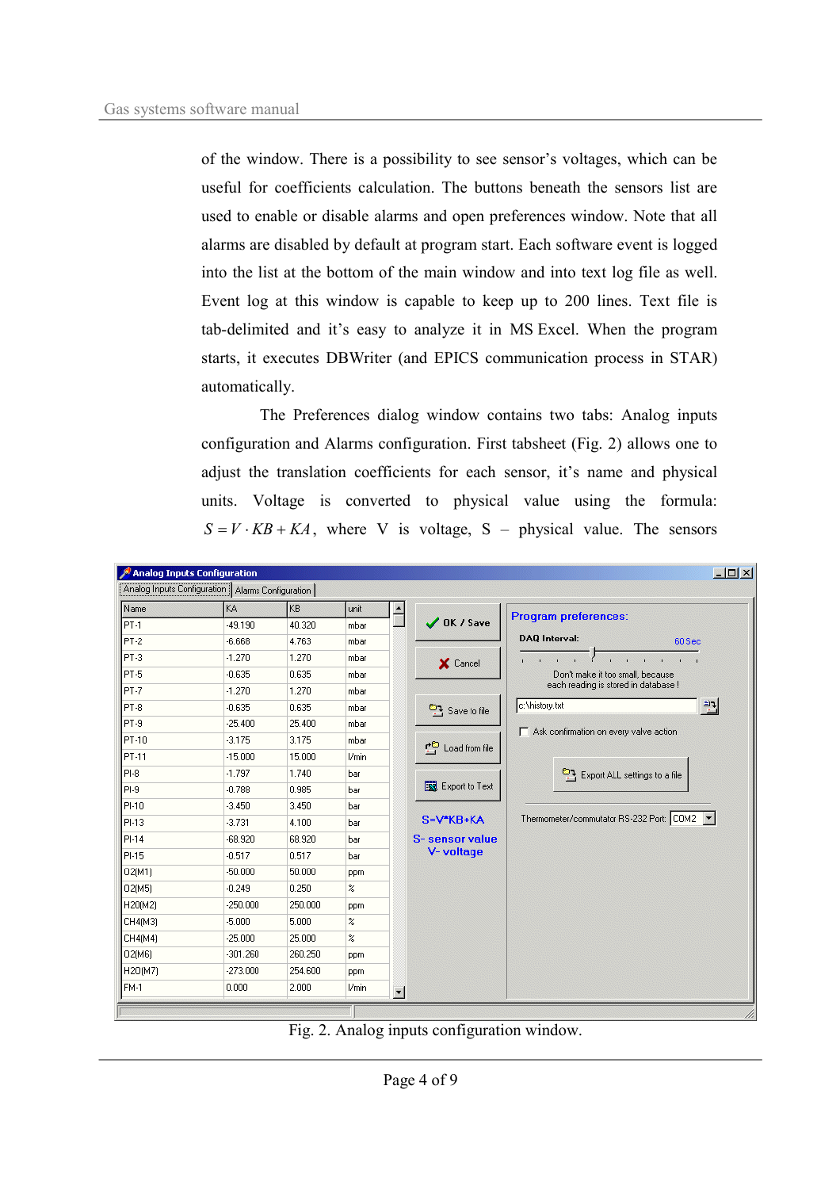of the window. There is a possibility to see sensor's voltages, which can be useful for coefficients calculation. The buttons beneath the sensors list are used to enable or disable alarms and open preferences window. Note that all alarms are disabled by default at program start. Each software event is logged into the list at the bottom of the main window and into text log file as well. Event log at this window is capable to keep up to 200 lines. Text file is tab-delimited and it's easy to analyze it in MS Excel. When the program starts, it executes DBWriter (and EPICS communication process in STAR) automatically.

The Preferences dialog window contains two tabs: Analog inputs configuration and Alarms configuration. First tabsheet (Fig. 2) allows one to adjust the translation coefficients for each sensor, it's name and physical units. Voltage is converted to physical value using the formula: $S = V \cdot KB + KA$, where V is voltage, S – physical value. The sensors

Fig. 2. Analog inputs configuration window.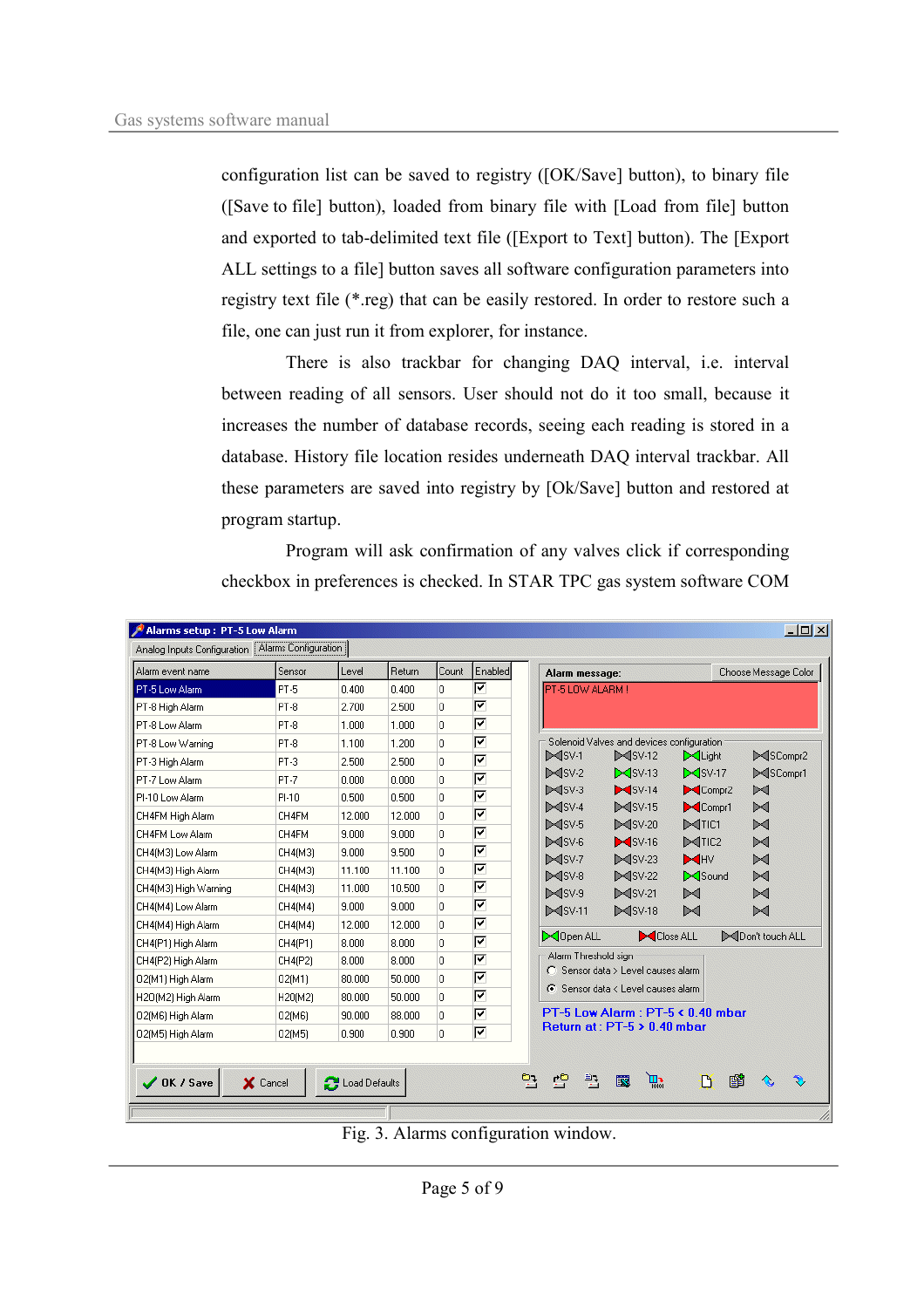configuration list can be saved to registry ([OK/Save] button), to binary file ([Save to file] button), loaded from binary file with [Load from file] button and exported to tab-delimited text file ([Export to Text] button). The [Export ALL settings to a file] button saves all software configuration parameters into registry text file (*.reg) that can be easily restored. In order to restore such a file, one can just run it from explorer, for instance.

There is also trackbar for changing DAQ interval, i.e. interval between reading of all sensors. User should not do it too small, because it increases the number of database records, seeing each reading is stored in a database. History file location resides underneath DAQ interval trackbar. All these parameters are saved into registry by [Ok/Save] button and restored at program startup.

Program will ask confirmation of any valves click if corresponding checkbox in preferences is checked. In STAR TPC gas system software COM

Fig. 3. Alarms configuration window.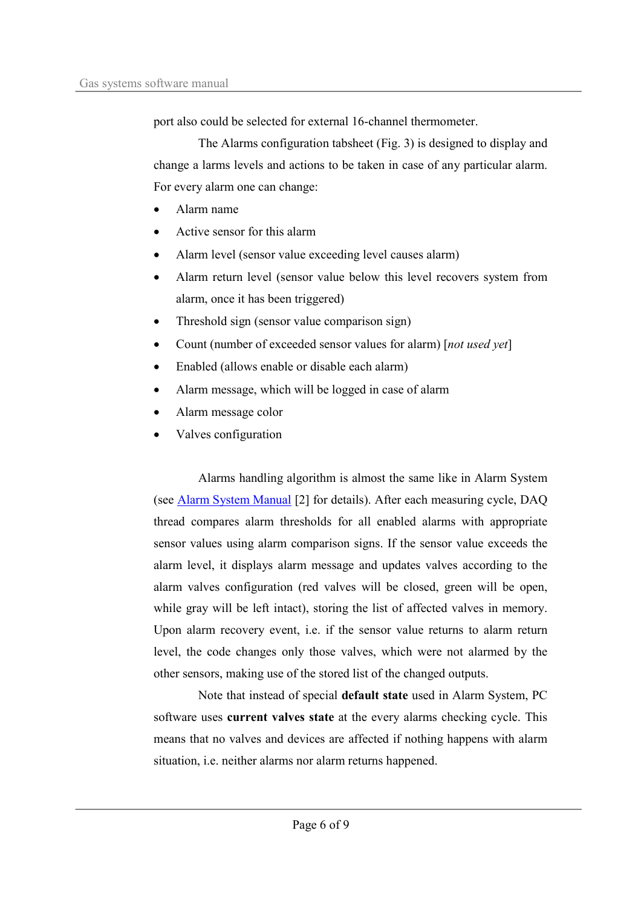port also could be selected for external 16-channel thermometer.

The Alarms configuration tabsheet (Fig. 3) is designed to display and change a larms levels and actions to be taken in case of any particular alarm. For every alarm one can change:

- Alarm name
- Active sensor for this alarm
- Alarm level (sensor value exceeding level causes alarm)
- Alarm return level (sensor value below this level recovers system from alarm, once it has been triggered)
- Threshold sign (sensor value comparison sign)
- Count (number of exceeded sensor values for alarm) [*not used yet*]
- Enabled (allows enable or disable each alarm)
- Alarm message, which will be logged in case of alarm
- Alarm message color
- Valves configuration

Alarms handling algorithm is almost the same like in Alarm System (see Alarm System Manual [2] for details). After each measuring cycle, DAQ thread compares alarm thresholds for all enabled alarms with appropriate sensor values using alarm comparison signs. If the sensor value exceeds the alarm level, it displays alarm message and updates valves according to the alarm valves configuration (red valves will be closed, green will be open, while gray will be left intact), storing the list of affected valves in memory. Upon alarm recovery event, i.e. if the sensor value returns to alarm return level, the code changes only those valves, which were not alarmed by the other sensors, making use of the stored list of the changed outputs.

Note that instead of special **default state** used in Alarm System, PC software uses **current valves state** at the every alarms checking cycle. This means that no valves and devices are affected if nothing happens with alarm situation, i.e. neither alarms nor alarm returns happened.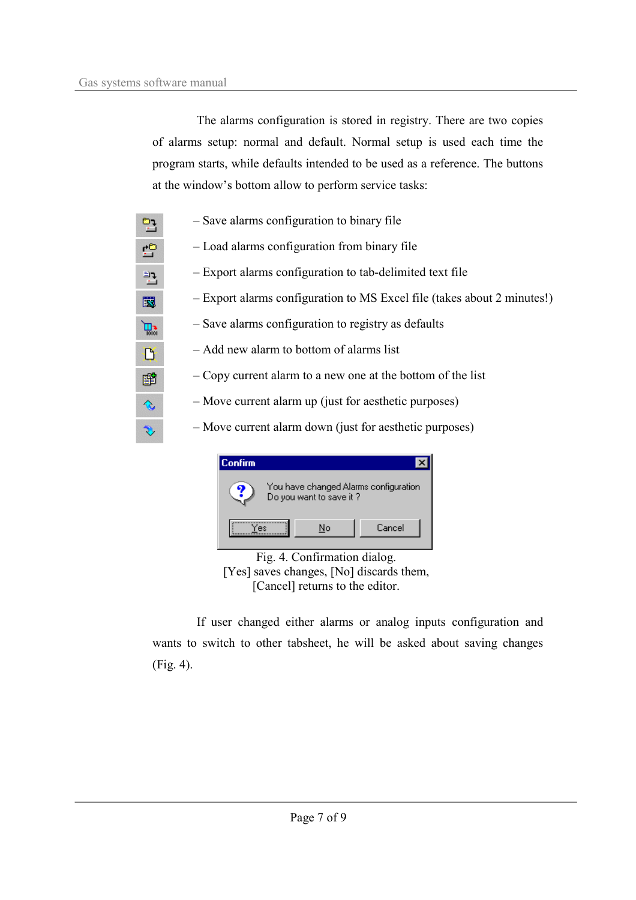The alarms configuration is stored in registry. There are two copies of alarms setup: normal and default. Normal setup is used each time the program starts, while defaults intended to be used as a reference. The buttons at the window's bottom allow to perform service tasks:

- – Save alarms configuration to binary file
- – Load alarms configuration from binary file
- – Export alarms configuration to tab-delimited text file
- – Export alarms configuration to MS Excel file (takes about 2 minutes!)
- – Save alarms configuration to registry as defaults
- – Add new alarm to bottom of alarms list
- – Copy current alarm to a new one at the bottom of the list
- – Move current alarm up (just for aesthetic purposes)
- – Move current alarm down (just for aesthetic purposes)

Fig. 4. Confirmation dialog.
[Yes] saves changes, [No] discards them,
[Cancel] returns to the editor.

If user changed either alarms or analog inputs configuration and wants to switch to other tabsheet, he will be asked about saving changes (Fig. 4).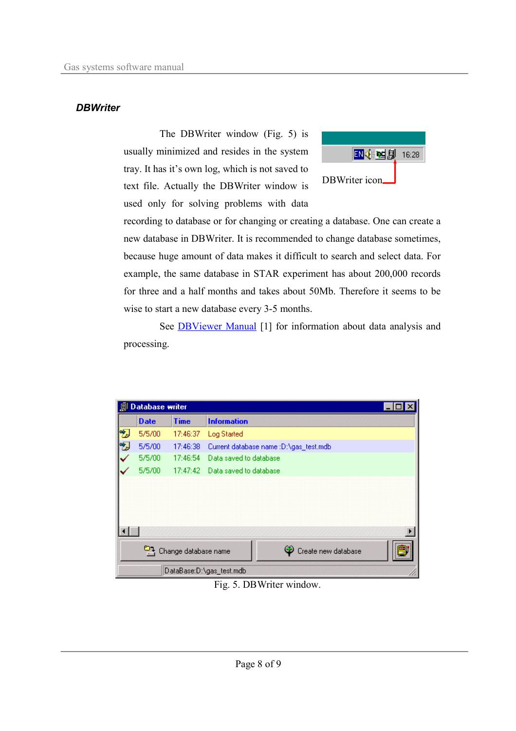## DBWriter

The DBWriter window (Fig. 5) is usually minimized and resides in the system tray. It has it's own log, which is not saved to text file. Actually the DBWriter window is used only for solving problems with data recording to database or for changing or creating a database. One can create a new database in DBWriter. It is recommended to change database sometimes, because huge amount of data makes it difficult to search and select data. For example, the same database in STAR experiment has about 200,000 records for three and a half months and takes about 50Mb. Therefore it seems to be wise to start a new database every 3-5 months.

DBWriter icon

See [DBViewer Manual] [1] for information about data analysis and processing.

Fig. 5. DBWriter window.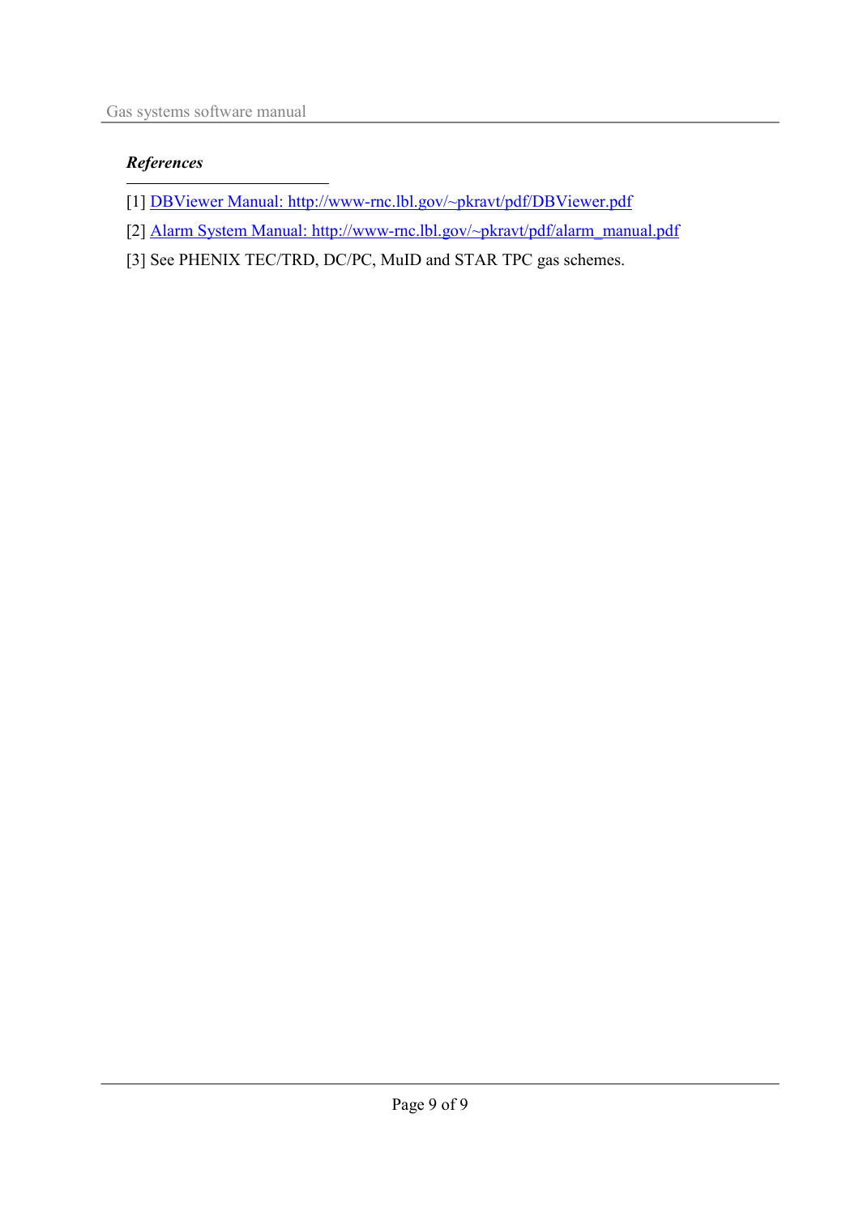***References***

[1] DBViewer Manual: http://www-rnc.lbl.gov/~pkravt/pdf/DBViewer.pdf

[2] Alarm System Manual: http://www-rnc.lbl.gov/~pkravt/pdf/alarm_manual.pdf

[3] See PHENIX TEC/TRD, DC/PC, MuID and STAR TPC gas schemes.